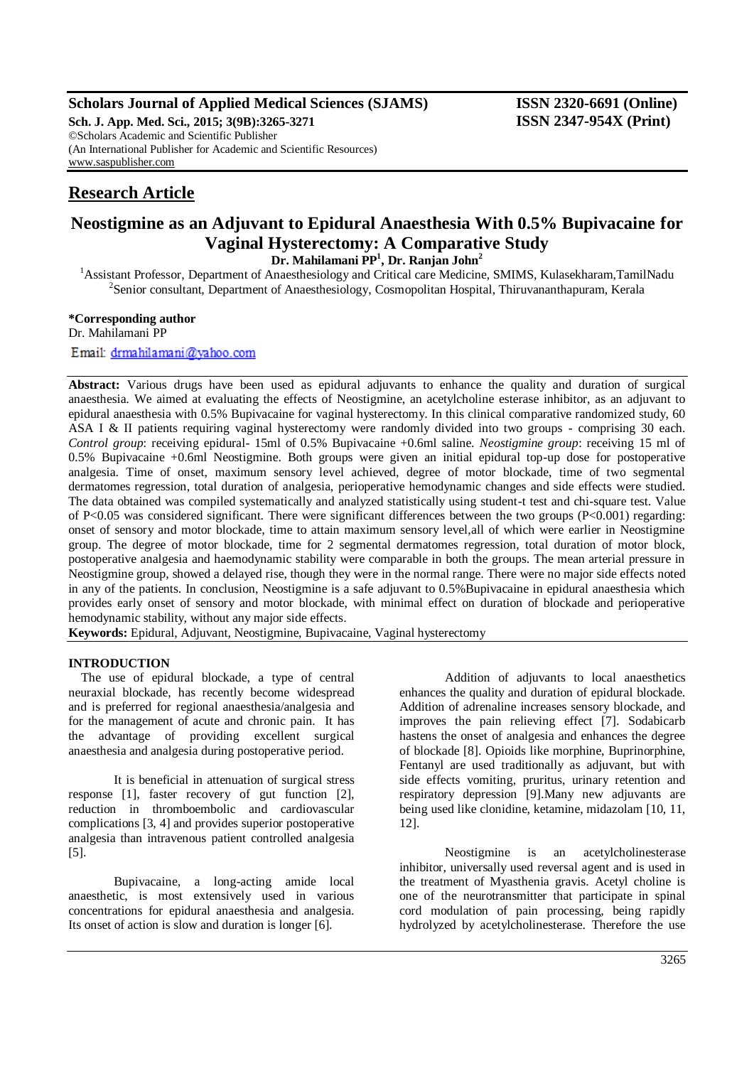**Scholars Journal of Applied Medical Sciences (SJAMS)** **ISSN 2320-6691 (Online)**
**Sch. J. App. Med. Sci., 2015; 3(9B):3265-3271** **ISSN 2347-954X (Print)**
©Scholars Academic and Scientific Publisher
(An International Publisher for Academic and Scientific Resources)
www.saspublisher.com

## Research Article

# Neostigmine as an Adjuvant to Epidural Anaesthesia With 0.5% Bupivacaine for Vaginal Hysterectomy: A Comparative Study

**Dr. Mahilamani PP[1], Dr. Ranjan John[2]**

[1]Assistant Professor, Department of Anaesthesiology and Critical care Medicine, SMIMS, Kulasekharam,TamilNadu
[2]Senior consultant, Department of Anaesthesiology, Cosmopolitan Hospital, Thiruvananthapuram, Kerala

**\*Corresponding author**
Dr. Mahilamani PP
Email: drmahilamani@yahoo.com

**Abstract:** Various drugs have been used as epidural adjuvants to enhance the quality and duration of surgical anaesthesia. We aimed at evaluating the effects of Neostigmine, an acetylcholine esterase inhibitor, as an adjuvant to epidural anaesthesia with 0.5% Bupivacaine for vaginal hysterectomy. In this clinical comparative randomized study, 60 ASA I & II patients requiring vaginal hysterectomy were randomly divided into two groups - comprising 30 each. *Control group*: receiving epidural- 15ml of 0.5% Bupivacaine +0.6ml saline. *Neostigmine group*: receiving 15 ml of 0.5% Bupivacaine +0.6ml Neostigmine. Both groups were given an initial epidural top-up dose for postoperative analgesia. Time of onset, maximum sensory level achieved, degree of motor blockade, time of two segmental dermatomes regression, total duration of analgesia, perioperative hemodynamic changes and side effects were studied. The data obtained was compiled systematically and analyzed statistically using student-t test and chi-square test. Value of $P<0.05$ was considered significant. There were significant differences between the two groups ($P<0.001$) regarding: onset of sensory and motor blockade, time to attain maximum sensory level,all of which were earlier in Neostigmine group. The degree of motor blockade, time for 2 segmental dermatomes regression, total duration of motor block, postoperative analgesia and haemodynamic stability were comparable in both the groups. The mean arterial pressure in Neostigmine group, showed a delayed rise, though they were in the normal range. There were no major side effects noted in any of the patients. In conclusion, Neostigmine is a safe adjuvant to 0.5%Bupivacaine in epidural anaesthesia which provides early onset of sensory and motor blockade, with minimal effect on duration of blockade and perioperative hemodynamic stability, without any major side effects.

**Keywords:** Epidural, Adjuvant, Neostigmine, Bupivacaine, Vaginal hysterectomy

## INTRODUCTION

The use of epidural blockade, a type of central neuraxial blockade, has recently become widespread and is preferred for regional anaesthesia/analgesia and for the management of acute and chronic pain. It has the advantage of providing excellent surgical anaesthesia and analgesia during postoperative period.

It is beneficial in attenuation of surgical stress response [1], faster recovery of gut function [2], reduction in thromboembolic and cardiovascular complications [3, 4] and provides superior postoperative analgesia than intravenous patient controlled analgesia [5].

Bupivacaine, a long-acting amide local anaesthetic, is most extensively used in various concentrations for epidural anaesthesia and analgesia. Its onset of action is slow and duration is longer [6].

Addition of adjuvants to local anaesthetics enhances the quality and duration of epidural blockade. Addition of adrenaline increases sensory blockade, and improves the pain relieving effect [7]. Sodabicarb hastens the onset of analgesia and enhances the degree of blockade [8]. Opioids like morphine, Buprinorphine, Fentanyl are used traditionally as adjuvant, but with side effects vomiting, pruritus, urinary retention and respiratory depression [9].Many new adjuvants are being used like clonidine, ketamine, midazolam [10, 11, 12].

Neostigmine is an acetylcholinesterase inhibitor, universally used reversal agent and is used in the treatment of Myasthenia gravis. Acetyl choline is one of the neurotransmitter that participate in spinal cord modulation of pain processing, being rapidly hydrolyzed by acetylcholinesterase. Therefore the use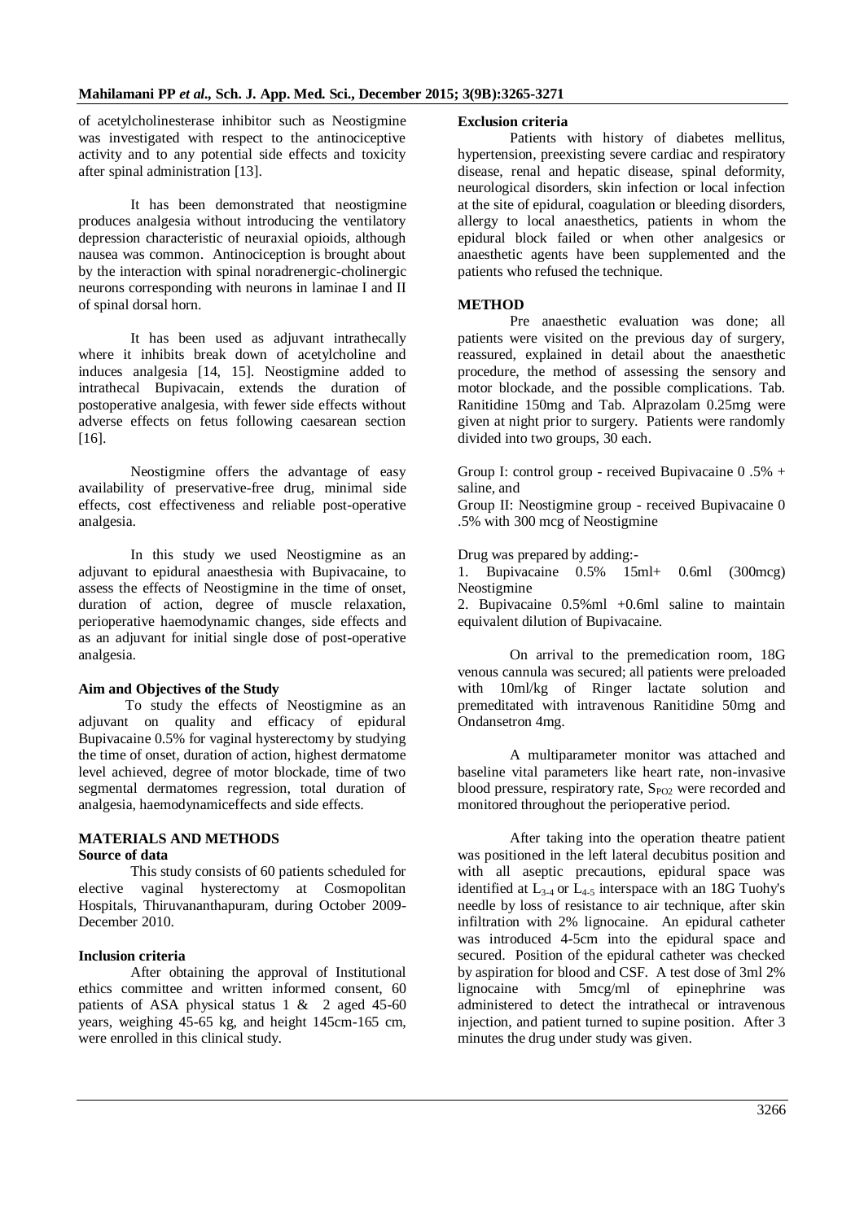of acetylcholinesterase inhibitor such as Neostigmine was investigated with respect to the antinociceptive activity and to any potential side effects and toxicity after spinal administration [13].

It has been demonstrated that neostigmine produces analgesia without introducing the ventilatory depression characteristic of neuraxial opioids, although nausea was common. Antinociception is brought about by the interaction with spinal noradrenergic-cholinergic neurons corresponding with neurons in laminae I and II of spinal dorsal horn.

It has been used as adjuvant intrathecally where it inhibits break down of acetylcholine and induces analgesia [14, 15]. Neostigmine added to intrathecal Bupivacain, extends the duration of postoperative analgesia, with fewer side effects without adverse effects on fetus following caesarean section [16].

Neostigmine offers the advantage of easy availability of preservative-free drug, minimal side effects, cost effectiveness and reliable post-operative analgesia.

In this study we used Neostigmine as an adjuvant to epidural anaesthesia with Bupivacaine, to assess the effects of Neostigmine in the time of onset, duration of action, degree of muscle relaxation, perioperative haemodynamic changes, side effects and as an adjuvant for initial single dose of post-operative analgesia.

### Aim and Objectives of the Study

To study the effects of Neostigmine as an adjuvant on quality and efficacy of epidural Bupivacaine 0.5% for vaginal hysterectomy by studying the time of onset, duration of action, highest dermatome level achieved, degree of motor blockade, time of two segmental dermatomes regression, total duration of analgesia, haemodynamiceffects and side effects.

## MATERIALS AND METHODS

### Source of data

This study consists of 60 patients scheduled for elective vaginal hysterectomy at Cosmopolitan Hospitals, Thiruvananthapuram, during October 2009-December 2010.

### Inclusion criteria

After obtaining the approval of Institutional ethics committee and written informed consent, 60 patients of ASA physical status 1 & 2 aged 45-60 years, weighing 45-65 kg, and height 145cm-165 cm, were enrolled in this clinical study.

### Exclusion criteria

Patients with history of diabetes mellitus, hypertension, preexisting severe cardiac and respiratory disease, renal and hepatic disease, spinal deformity, neurological disorders, skin infection or local infection at the site of epidural, coagulation or bleeding disorders, allergy to local anaesthetics, patients in whom the epidural block failed or when other analgesics or anaesthetic agents have been supplemented and the patients who refused the technique.

## METHOD

Pre anaesthetic evaluation was done; all patients were visited on the previous day of surgery, reassured, explained in detail about the anaesthetic procedure, the method of assessing the sensory and motor blockade, and the possible complications. Tab. Ranitidine 150mg and Tab. Alprazolam 0.25mg were given at night prior to surgery. Patients were randomly divided into two groups, 30 each.

Group I: control group - received Bupivacaine 0 .5% + saline, and

Group II: Neostigmine group - received Bupivacaine 0 .5% with 300 mcg of Neostigmine

Drug was prepared by adding:-

1. Bupivacaine 0.5% 15ml+ 0.6ml (300mcg) Neostigmine
2. Bupivacaine 0.5%ml +0.6ml saline to maintain equivalent dilution of Bupivacaine.

On arrival to the premedication room, 18G venous cannula was secured; all patients were preloaded with 10ml/kg of Ringer lactate solution and premeditated with intravenous Ranitidine 50mg and Ondansetron 4mg.

A multiparameter monitor was attached and baseline vital parameters like heart rate, non-invasive blood pressure, respiratory rate, $S_{PO2}$ were recorded and monitored throughout the perioperative period.

After taking into the operation theatre patient was positioned in the left lateral decubitus position and with all aseptic precautions, epidural space was identified at $L_{3-4}$ or $L_{4-5}$ interspace with an 18G Tuohy's needle by loss of resistance to air technique, after skin infiltration with 2% lignocaine. An epidural catheter was introduced 4-5cm into the epidural space and secured. Position of the epidural catheter was checked by aspiration for blood and CSF. A test dose of 3ml 2% lignocaine with 5mcg/ml of epinephrine was administered to detect the intrathecal or intravenous injection, and patient turned to supine position. After 3 minutes the drug under study was given.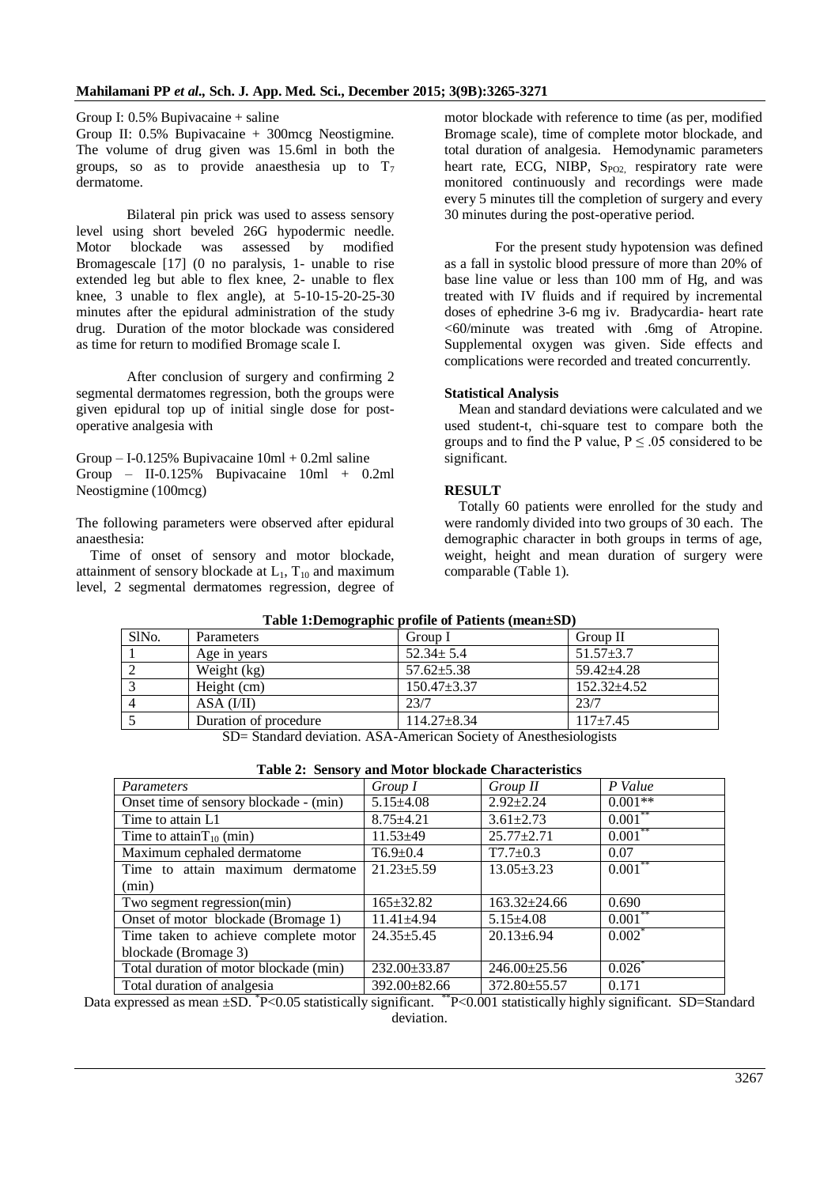Group I: 0.5% Bupivacaine + saline

Group II: 0.5% Bupivacaine + 300mcg Neostigmine. The volume of drug given was 15.6ml in both the groups, so as to provide anaesthesia up to $T_7$ dermatome.

Bilateral pin prick was used to assess sensory level using short beveled 26G hypodermic needle. Motor blockade was assessed by modified Bromagescale [17] (0 no paralysis, 1- unable to rise extended leg but able to flex knee, 2- unable to flex knee, 3 unable to flex angle), at 5-10-15-20-25-30 minutes after the epidural administration of the study drug. Duration of the motor blockade was considered as time for return to modified Bromage scale I.

After conclusion of surgery and confirming 2 segmental dermatomes regression, both the groups were given epidural top up of initial single dose for post-operative analgesia with

Group – I-0.125% Bupivacaine 10ml + 0.2ml saline
Group – II-0.125% Bupivacaine 10ml + 0.2ml Neostigmine (100mcg)

The following parameters were observed after epidural anaesthesia:

Time of onset of sensory and motor blockade, attainment of sensory blockade at $L_1$, $T_{10}$ and maximum level, 2 segmental dermatomes regression, degree of motor blockade with reference to time (as per, modified Bromage scale), time of complete motor blockade, and total duration of analgesia. Hemodynamic parameters heart rate, ECG, NIBP, $S_{PO2}$, respiratory rate were monitored continuously and recordings were made every 5 minutes till the completion of surgery and every 30 minutes during the post-operative period.

For the present study hypotension was defined as a fall in systolic blood pressure of more than 20% of base line value or less than 100 mm of Hg, and was treated with IV fluids and if required by incremental doses of ephedrine 3-6 mg iv. Bradycardia- heart rate <60/minute was treated with .6mg of Atropine. Supplemental oxygen was given. Side effects and complications were recorded and treated concurrently.

**Statistical Analysis**

Mean and standard deviations were calculated and we used student-t, chi-square test to compare both the groups and to find the P value, $P \leq .05$ considered to be significant.

**RESULT**

Totally 60 patients were enrolled for the study and were randomly divided into two groups of 30 each. The demographic character in both groups in terms of age, weight, height and mean duration of surgery were comparable (Table 1).

**Table 1:Demographic profile of Patients (mean±SD)**

| SlNo. | Parameters | Group I | Group II |
|---|---|---|---|
| 1 | Age in years | 52.34± 5.4 | 51.57±3.7 |
| 2 | Weight (kg) | 57.62±5.38 | 59.42±4.28 |
| 3 | Height (cm) | 150.47±3.37 | 152.32±4.52 |
| 4 | ASA (I/II) | 23/7 | 23/7 |
| 5 | Duration of procedure | 114.27±8.34 | 117±7.45 |

SD= Standard deviation. ASA-American Society of Anesthesiologists

**Table 2: Sensory and Motor blockade Characteristics**

| *Parameters* | *Group I* | *Group II* | *P Value* |
|---|---|---|---|
| Onset time of sensory blockade - (min) | 5.15±4.08 | 2.92±2.24 | 0.001** |
| Time to attain L1 | 8.75±4.21 | 3.61±2.73 | 0.001** |
| Time to attain$T_{10}$ (min) | 11.53±49 | 25.77±2.71 | 0.001** |
| Maximum cephaled dermatome | T6.9±0.4 | T7.7±0.3 | 0.07 |
| Time to attain maximum dermatome (min) | 21.23±5.59 | 13.05±3.23 | 0.001** |
| Two segment regression(min) | 165±32.82 | 163.32±24.66 | 0.690 |
| Onset of motor blockade (Bromage 1) | 11.41±4.94 | 5.15±4.08 | 0.001** |
| Time taken to achieve complete motor blockade (Bromage 3) | 24.35±5.45 | 20.13±6.94 | 0.002* |
| Total duration of motor blockade (min) | 232.00±33.87 | 246.00±25.56 | 0.026* |
| Total duration of analgesia | 392.00±82.66 | 372.80±55.57 | 0.171 |

Data expressed as mean ±SD. *P<0.05 statistically significant. **P<0.001 statistically highly significant. SD=Standard deviation.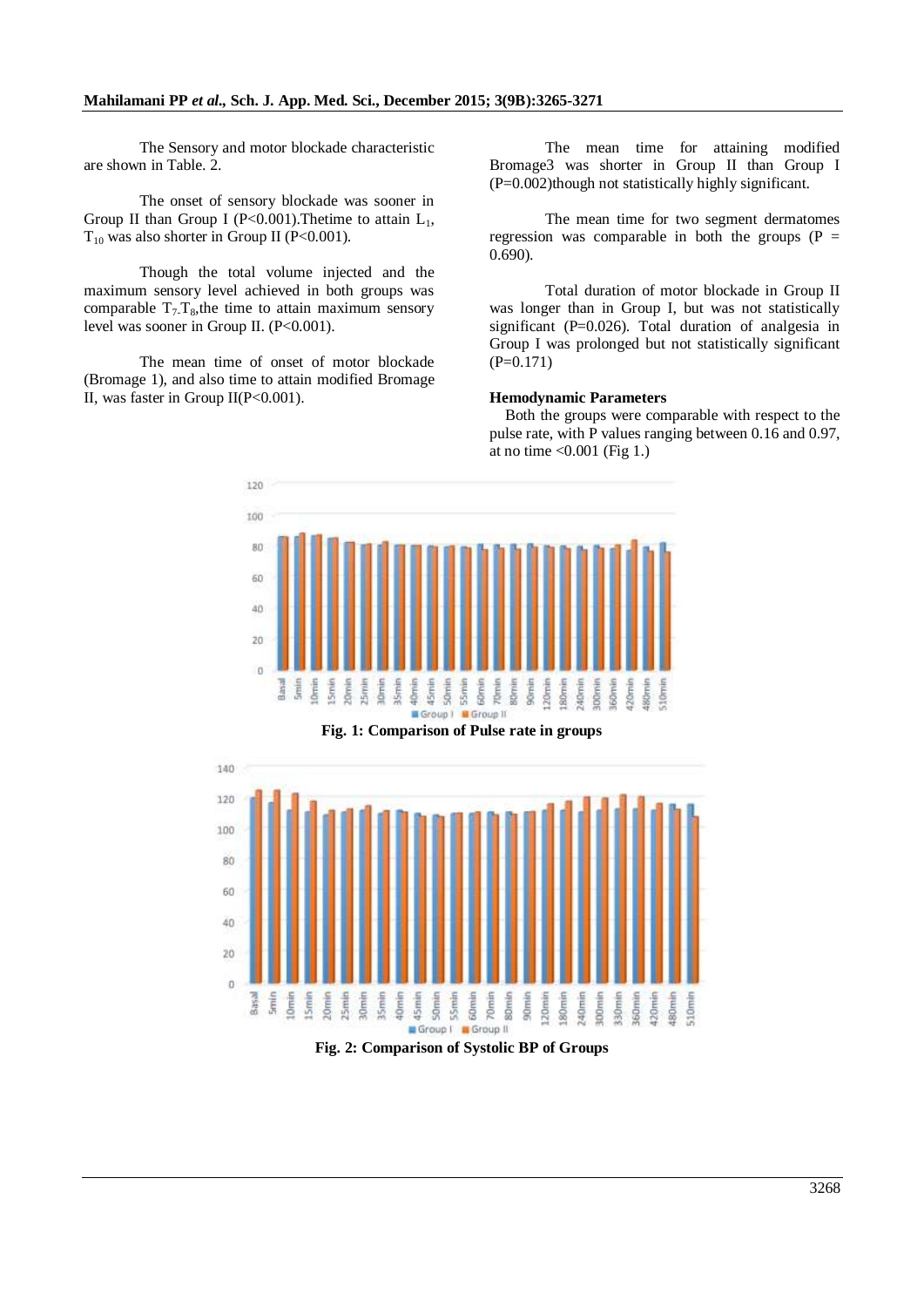The Sensory and motor blockade characteristic are shown in Table. 2.

The onset of sensory blockade was sooner in Group II than Group I (P<0.001).Thetime to attain $L_1$, $T_{10}$ was also shorter in Group II (P<0.001).

Though the total volume injected and the maximum sensory level achieved in both groups was comparable $T_7$.$T_8$,the time to attain maximum sensory level was sooner in Group II. (P<0.001).

The mean time of onset of motor blockade (Bromage 1), and also time to attain modified Bromage II, was faster in Group II(P<0.001).

The mean time for attaining modified Bromage3 was shorter in Group II than Group I (P=0.002)though not statistically highly significant.

The mean time for two segment dermatomes regression was comparable in both the groups (P = 0.690).

Total duration of motor blockade in Group II was longer than in Group I, but was not statistically significant (P=0.026). Total duration of analgesia in Group I was prolonged but not statistically significant (P=0.171)

### Hemodynamic Parameters

Both the groups were comparable with respect to the pulse rate, with P values ranging between 0.16 and 0.97, at no time <0.001 (Fig 1.)

**Fig. 1: Comparison of Pulse rate in groups**

**Fig. 2: Comparison of Systolic BP of Groups**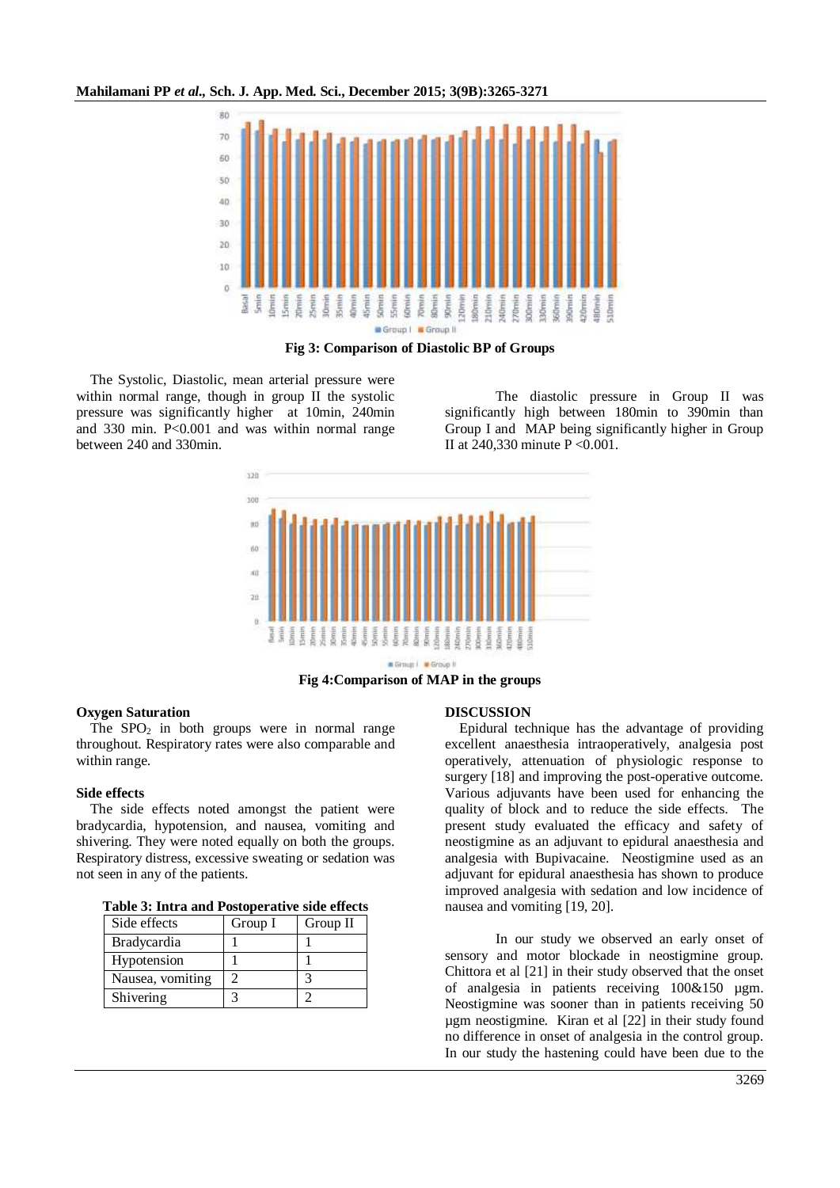Fig 3: Comparison of Diastolic BP of Groups

The Systolic, Diastolic, mean arterial pressure were within normal range, though in group II the systolic pressure was significantly higher at 10min, 240min and 330 min. P<0.001 and was within normal range between 240 and 330min.

The diastolic pressure in Group II was significantly high between 180min to 390min than Group I and MAP being significantly higher in Group II at 240,330 minute P <0.001.

Fig 4:Comparison of MAP in the groups

### Oxygen Saturation

The $SPO_2$ in both groups were in normal range throughout. Respiratory rates were also comparable and within range.

### Side effects

The side effects noted amongst the patient were bradycardia, hypotension, and nausea, vomiting and shivering. They were noted equally on both the groups. Respiratory distress, excessive sweating or sedation was not seen in any of the patients.

**Table 3: Intra and Postoperative side effects**

| Side effects | Group I | Group II |
|---|---|---|
| Bradycardia | 1 | 1 |
| Hypotension | 1 | 1 |
| Nausea, vomiting | 2 | 3 |
| Shivering | 3 | 2 |

## DISCUSSION

Epidural technique has the advantage of providing excellent anaesthesia intraoperatively, analgesia post operatively, attenuation of physiologic response to surgery [18] and improving the post-operative outcome. Various adjuvants have been used for enhancing the quality of block and to reduce the side effects. The present study evaluated the efficacy and safety of neostigmine as an adjuvant to epidural anaesthesia and analgesia with Bupivacaine. Neostigmine used as an adjuvant for epidural anaesthesia has shown to produce improved analgesia with sedation and low incidence of nausea and vomiting [19, 20].

In our study we observed an early onset of sensory and motor blockade in neostigmine group. Chittora et al [21] in their study observed that the onset of analgesia in patients receiving 100&150 µgm. Neostigmine was sooner than in patients receiving 50 µgm neostigmine. Kiran et al [22] in their study found no difference in onset of analgesia in the control group. In our study the hastening could have been due to the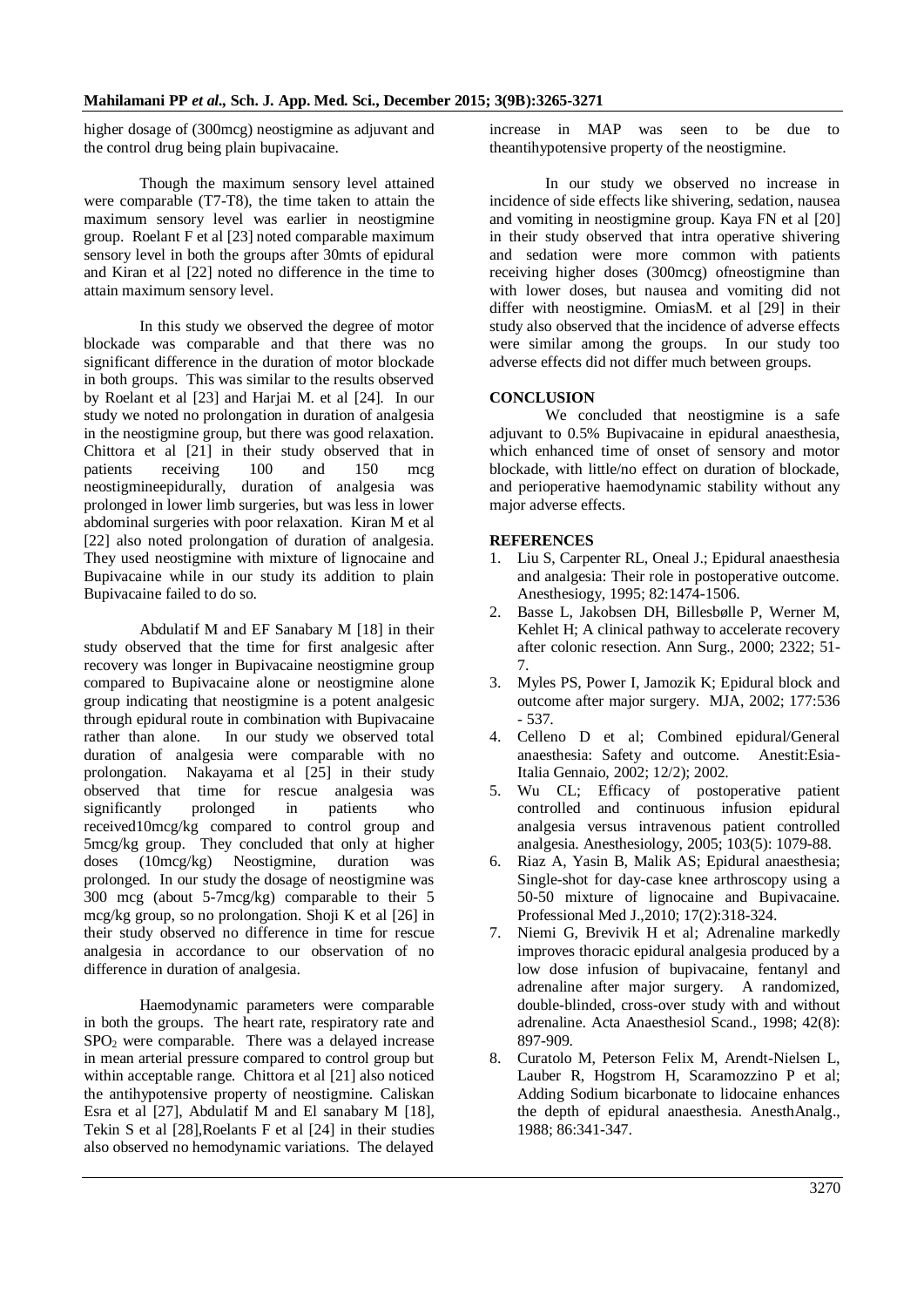higher dosage of (300mcg) neostigmine as adjuvant and the control drug being plain bupivacaine.

Though the maximum sensory level attained were comparable (T7-T8), the time taken to attain the maximum sensory level was earlier in neostigmine group. Roelant F et al [23] noted comparable maximum sensory level in both the groups after 30mts of epidural and Kiran et al [22] noted no difference in the time to attain maximum sensory level.

In this study we observed the degree of motor blockade was comparable and that there was no significant difference in the duration of motor blockade in both groups. This was similar to the results observed by Roelant et al [23] and Harjai M. et al [24]. In our study we noted no prolongation in duration of analgesia in the neostigmine group, but there was good relaxation. Chittora et al [21] in their study observed that in patients receiving 100 and 150 mcg neostigmineepidurally, duration of analgesia was prolonged in lower limb surgeries, but was less in lower abdominal surgeries with poor relaxation. Kiran M et al [22] also noted prolongation of duration of analgesia. They used neostigmine with mixture of lignocaine and Bupivacaine while in our study its addition to plain Bupivacaine failed to do so.

Abdulatif M and EF Sanabary M [18] in their study observed that the time for first analgesic after recovery was longer in Bupivacaine neostigmine group compared to Bupivacaine alone or neostigmine alone group indicating that neostigmine is a potent analgesic through epidural route in combination with Bupivacaine rather than alone. In our study we observed total duration of analgesia were comparable with no prolongation. Nakayama et al [25] in their study observed that time for rescue analgesia was significantly prolonged in patients who received10mcg/kg compared to control group and 5mcg/kg group. They concluded that only at higher doses (10mcg/kg) Neostigmine, duration was prolonged. In our study the dosage of neostigmine was 300 mcg (about 5-7mcg/kg) comparable to their 5 mcg/kg group, so no prolongation. Shoji K et al [26] in their study observed no difference in time for rescue analgesia in accordance to our observation of no difference in duration of analgesia.

Haemodynamic parameters were comparable in both the groups. The heart rate, respiratory rate and $SPO_2$ were comparable. There was a delayed increase in mean arterial pressure compared to control group but within acceptable range. Chittora et al [21] also noticed the antihypotensive property of neostigmine. Caliskan Esra et al [27], Abdulatif M and El sanabary M [18], Tekin S et al [28],Roelants F et al [24] in their studies also observed no hemodynamic variations. The delayed increase in MAP was seen to be due to theantihypotensive property of the neostigmine.

In our study we observed no increase in incidence of side effects like shivering, sedation, nausea and vomiting in neostigmine group. Kaya FN et al [20] in their study observed that intra operative shivering and sedation were more common with patients receiving higher doses (300mcg) ofneostigmine than with lower doses, but nausea and vomiting did not differ with neostigmine. OmiasM. et al [29] in their study also observed that the incidence of adverse effects were similar among the groups. In our study too adverse effects did not differ much between groups.

## CONCLUSION

We concluded that neostigmine is a safe adjuvant to 0.5% Bupivacaine in epidural anaesthesia, which enhanced time of onset of sensory and motor blockade, with little/no effect on duration of blockade, and perioperative haemodynamic stability without any major adverse effects.

## REFERENCES

1. Liu S, Carpenter RL, Oneal J.; Epidural anaesthesia and analgesia: Their role in postoperative outcome. Anesthesiogy, 1995; 82:1474-1506.
2. Basse L, Jakobsen DH, Billesbølle P, Werner M, Kehlet H; A clinical pathway to accelerate recovery after colonic resection. Ann Surg., 2000; 2322; 51-7.
3. Myles PS, Power I, Jamozik K; Epidural block and outcome after major surgery. MJA, 2002; 177:536 - 537.
4. Celleno D et al; Combined epidural/General anaesthesia: Safety and outcome. Anestit:Esia-Italia Gennaio, 2002; 12/2); 2002.
5. Wu CL; Efficacy of postoperative patient controlled and continuous infusion epidural analgesia versus intravenous patient controlled analgesia. Anesthesiology, 2005; 103(5): 1079-88.
6. Riaz A, Yasin B, Malik AS; Epidural anaesthesia; Single-shot for day-case knee arthroscopy using a 50-50 mixture of lignocaine and Bupivacaine. Professional Med J.,2010; 17(2):318-324.
7. Niemi G, Brevivik H et al; Adrenaline markedly improves thoracic epidural analgesia produced by a low dose infusion of bupivacaine, fentanyl and adrenaline after major surgery. A randomized, double-blinded, cross-over study with and without adrenaline. Acta Anaesthesiol Scand., 1998; 42(8): 897-909.
8. Curatolo M, Peterson Felix M, Arendt-Nielsen L, Lauber R, Hogstrom H, Scaramozzino P et al; Adding Sodium bicarbonate to lidocaine enhances the depth of epidural anaesthesia. AnesthAnalg., 1988; 86:341-347.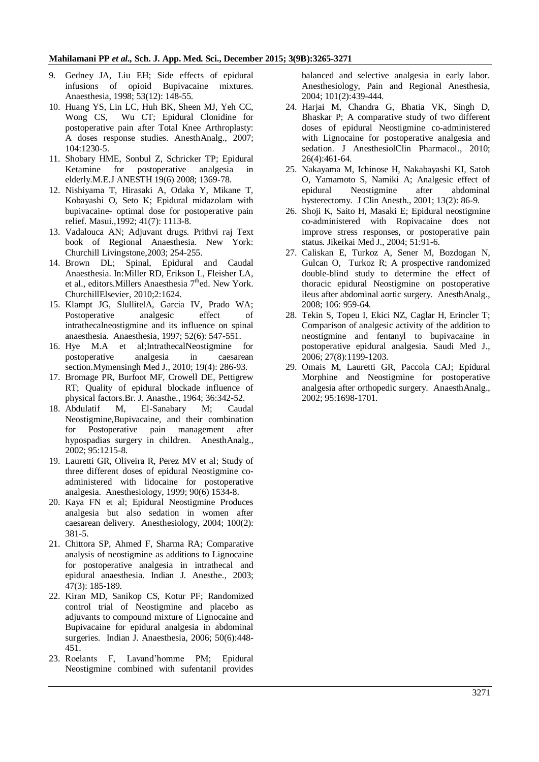9. Gedney JA, Liu EH; Side effects of epidural infusions of opioid Bupivacaine mixtures. Anaesthesia, 1998; 53(12): 148-55.
10. Huang YS, Lin LC, Huh BK, Sheen MJ, Yeh CC, Wong CS, Wu CT; Epidural Clonidine for postoperative pain after Total Knee Arthroplasty: A doses response studies. AnesthAnalg., 2007; 104:1230-5.
11. Shobary HME, Sonbul Z, Schricker TP; Epidural Ketamine for postoperative analgesia in elderly.M.E.J ANESTH 19(6) 2008; 1369-78.
12. Nishiyama T, Hirasaki A, Odaka Y, Mikane T, Kobayashi O, Seto K; Epidural midazolam with bupivacaine- optimal dose for postoperative pain relief. Masui.,1992; 41(7): 1113-8.
13. Vadalouca AN; Adjuvant drugs. Prithvi raj Text book of Regional Anaesthesia. New York: Churchill Livingstone,2003; 254-255.
14. Brown DL; Spinal, Epidural and Caudal Anaesthesia. In:Miller RD, Erikson L, Fleisher LA, et al., editors.Millers Anaesthesia 7th ed. New York. ChurchillElsevier, 2010;2:1624.
15. Klampt JG, SlullitelA, Garcia IV, Prado WA; Postoperative analgesic effect of intrathecalneostigmine and its influence on spinal anaesthesia. Anaesthesia, 1997; 52(6): 547-551.
16. Hye M.A et al;IntrathecalNeostigmine for postoperative analgesia in caesarean section.Mymensingh Med J., 2010; 19(4): 286-93.
17. Bromage PR, Burfoot MF, Crowell DE, Pettigrew RT; Quality of epidural blockade influence of physical factors.Br. J. Anasthe., 1964; 36:342-52.
18. Abdulatif M, El-Sanabary M; Caudal Neostigmine,Bupivacaine, and their combination for Postoperative pain management after hypospadias surgery in children. AnesthAnalg., 2002; 95:1215-8.
19. Lauretti GR, Oliveira R, Perez MV et al; Study of three different doses of epidural Neostigmine co-administered with lidocaine for postoperative analgesia. Anesthesiology, 1999; 90(6) 1534-8.
20. Kaya FN et al; Epidural Neostigmine Produces analgesia but also sedation in women after caesarean delivery. Anesthesiology, 2004; 100(2): 381-5.
21. Chittora SP, Ahmed F, Sharma RA; Comparative analysis of neostigmine as additions to Lignocaine for postoperative analgesia in intrathecal and epidural anaesthesia. Indian J. Anesthe., 2003; 47(3): 185-189.
22. Kiran MD, Sanikop CS, Kotur PF; Randomized control trial of Neostigmine and placebo as adjuvants to compound mixture of Lignocaine and Bupivacaine for epidural analgesia in abdominal surgeries. Indian J. Anaesthesia, 2006; 50(6):448-451.
23. Roelants F, Lavand'homme PM; Epidural Neostigmine combined with sufentanil provides balanced and selective analgesia in early labor. Anesthesiology, Pain and Regional Anesthesia, 2004; 101(2):439-444.
24. Harjai M, Chandra G, Bhatia VK, Singh D, Bhaskar P; A comparative study of two different doses of epidural Neostigmine co-administered with Lignocaine for postoperative analgesia and sedation. J AnesthesiolClin Pharmacol., 2010; 26(4):461-64.
25. Nakayama M, Ichinose H, Nakabayashi KI, Satoh O, Yamamoto S, Namiki A; Analgesic effect of epidural Neostigmine after abdominal hysterectomy. J Clin Anesth., 2001; 13(2): 86-9.
26. Shoji K, Saito H, Masaki E; Epidural neostigmine co-administered with Ropivacaine does not improve stress responses, or postoperative pain status. Jikeikai Med J., 2004; 51:91-6.
27. Caliskan E, Turkoz A, Sener M, Bozdogan N, Gulcan O, Turkoz R; A prospective randomized double-blind study to determine the effect of thoracic epidural Neostigmine on postoperative ileus after abdominal aortic surgery. AnesthAnalg., 2008; 106: 959-64.
28. Tekin S, Topeu I, Ekici NZ, Caglar H, Erincler T; Comparison of analgesic activity of the addition to neostigmine and fentanyl to bupivacaine in postoperative epidural analgesia. Saudi Med J., 2006; 27(8):1199-1203.
29. Omais M, Lauretti GR, Paccola CAJ; Epidural Morphine and Neostigmine for postoperative analgesia after orthopedic surgery. AnaesthAnalg., 2002; 95:1698-1701.